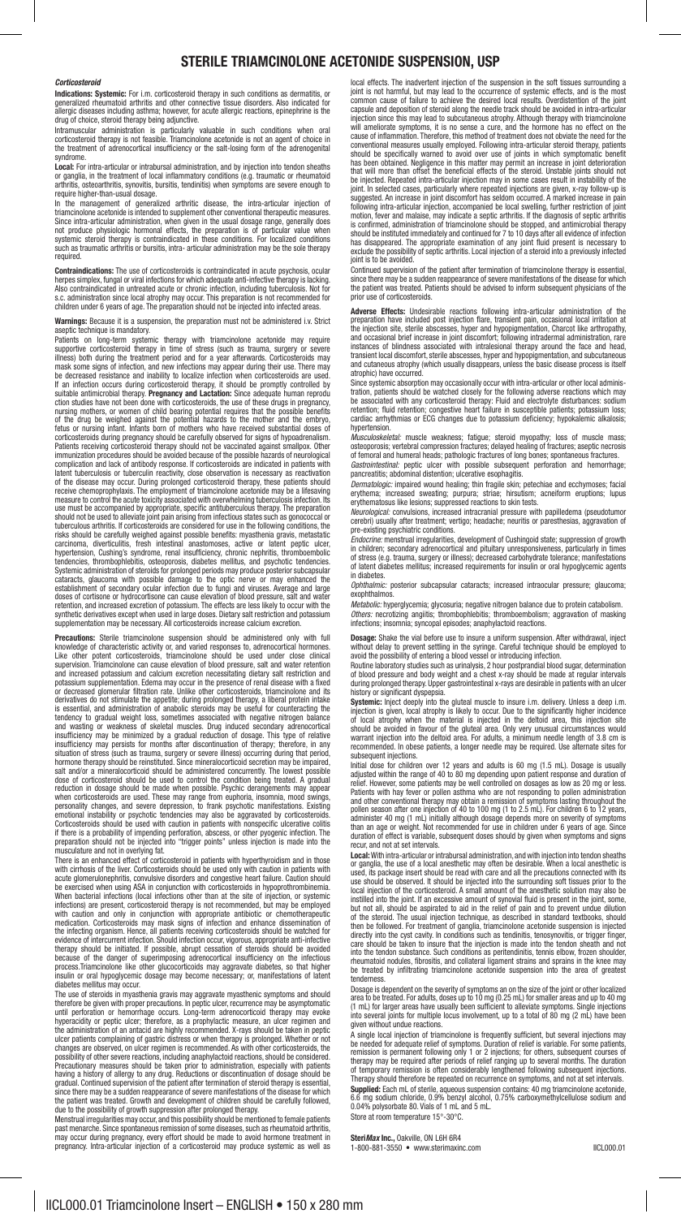# STERILE TRIAMCINOLONE ACETONIDE SUSPENSION, USP

***Corticosteroid***

**Indications:** For i.m. corticosteroid therapy in such conditions as dermatitis, or generalized rheumatoid arthritis and other connective tissue disorders. Also indicated for allergic diseases including asthma; however, for acute allergic reactions, epinephrine is the drug of choice, steroid therapy being adjunctive.

Intramuscular administration is particularly valuable in such conditions when oral corticosteroid therapy is not feasible. Triamcinolone acetonide is not an agent of choice in the treatment of adrenocortical insufficiency or the salt-losing form of the adrenogenital syndrome.

**Local:** For intra-articular or intrabursal administration, and by injection into tendon sheaths or ganglia, in the treatment of local inflammatory conditions (e.g. traumatic or rheumatoid arthritis, osteoarthritis, synovitis, bursitis, tendinitis) when symptoms are severe enough to require higher-than-usual dosage.

In the management of generalized arthritic disease, the intra-articular injection of triamcinolone acetonide is intended to supplement other conventional therapeutic measures. Since intra-articular administration, when given in the usual dosage range, generally does not produce physiologic hormonal effects, the preparation is of particular value when systemic steroid therapy is contraindicated in these conditions. For localized conditions such as traumatic arthritis or bursitis, intra- articular administration may be the sole therapy required.

**Contraindications:** The use of corticosteroids is contraindicated in acute psychosis, ocular herpes simplex, fungal or viral infections for which adequate anti-infective therapy is lacking. Also contraindicated in untreated acute or chronic infection, including tuberculosis. Not for s.c. administration since local atrophy may occur. This preparation is not recommended for children under 6 years of age. The preparation should not be injected into infected areas.

**Warnings:** Because it is a suspension, the preparation must not be administered i.v. Strict aseptic technique is mandatory.

Patients on long-term systemic therapy with triamcinolone acetonide may require supportive corticosteroid therapy in time of stress (such as trauma, surgery or severe illness) both during the treatment period and for a year afterwards. Corticosteroids may mask some signs of infection, and new infections may appear during their use. There may be decreased resistance and inability to localize infection when corticosteroids are used. If an infection occurs during corticosteroid therapy, it should be promptly controlled by suitable antimicrobial therapy. **Pregnancy and Lactation:** Since adequate human reproduction studies have not been done with corticosteroids, the use of these drugs in pregnancy, nursing mothers, or women of child bearing potential requires that the possible benefits of the drug be weighed against the potential hazards to the mother and the embryo, fetus or nursing infant. Infants born of mothers who have received substantial doses of corticosteroids during pregnancy should be carefully observed for signs of hypoadrenalism. Patients receiving corticosteroid therapy should not be vaccinated against smallpox. Other immunization procedures should be avoided because of the possible hazards of neurological complication and lack of antibody response. If corticosteroids are indicated in patients with latent tuberculosis or tuberculin reactivity, close observation is necessary as reactivation of the disease may occur. During prolonged corticosteroid therapy, these patients should receive chemoprophylaxis. The employment of triamcinolone acetonide may be a lifesaving measure to control the acute toxicity associated with overwhelming tuberculosis infection. Its use must be accompanied by appropriate, specific antituberculous therapy. The preparation should not be used to alleviate joint pain arising from infectious states such as gonococcal or tuberculous arthritis. If corticosteroids are considered for use in the following conditions, the risks should be carefully weighed against possible benefits: myasthenia gravis, metastatic carcinoma, diverticulitis, fresh intestinal anastomoses, active or latent peptic ulcer, hypertension, Cushing's syndrome, renal insufficiency, chronic nephritis, thromboembolic tendencies, thrombophlebitis, osteoporosis, diabetes mellitus, and psychotic tendencies. Systemic administration of steroids for prolonged periods may produce posterior subcapsular cataracts, glaucoma with possible damage to the optic nerve or may enhance the establishment of secondary ocular infection due to fungi and viruses. Average and large doses of cortisone or hydrocortisone can cause elevation of blood pressure, salt and water retention, and increased excretion of potassium. The effects are less likely to occur with the synthetic derivatives except when used in large doses. Dietary salt restriction and potassium supplementation may be necessary. All corticosteroids increase calcium excretion.

**Precautions:** Sterile triamcinolone suspension should be administered only with full knowledge of characteristic activity of, and varied responses to, adrenocortical hormones. Like other potent corticosteroids, triamcinolone should be used under close clinical supervision. Triamcinolone can cause elevation of blood pressure, salt and water retention and increased potassium and calcium excretion necessitating dietary salt restriction and potassium supplementation. Edema may occur in the presence of renal disease with a fixed or decreased glomerular filtration rate. Unlike other corticosteroids, triamcinolone and its derivatives do not stimulate the appetite; during prolonged therapy, a liberal protein intake is essential, and administration of anabolic steroids may be useful for counteracting the tendency to gradual weight loss, sometimes associated with negative nitrogen balance and wasting or weakness of skeletal muscles. Drug induced secondary adrenocortical insufficiency may be minimized by a gradual reduction of dosage. This type of relative insufficiency may persists for months after discontinuation of therapy; therefore, in any situation of stress (such as trauma, surgery or severe illness) occurring during that period, hormone therapy should be reinstituted. Since mineralocorticoid secretion may be impaired, salt and/or a mineralocorticoid should be administered concurrently. The lowest possible dose of corticosteroid should be used to control the condition being treated. A gradual reduction in dosage should be made when possible. Psychic derangements may appear when corticosteroids are used. These may range from euphoria, insomnia, mood swings, personality changes, and severe depression, to frank psychotic manifestations. Existing emotional instability or psychotic tendencies may also be aggravated by corticosteroids. Corticosteroids should be used with caution in patients with nonspecific ulcerative colitis if there is a probability of impending perforation, abscess, or other pyogenic infection. The preparation should not be injected into "trigger points" unless injection is made into the musculature and not in overlying fat.

There is an enhanced effect of corticosteroid in patients with hyperthyroidism and in those with cirrhosis of the liver. Corticosteroids should be used only with caution in patients with acute glomerulonephritis, convulsive disorders and congestive heart failure. Caution should be exercised when using ASA in conjunction with corticosteroids in hypoprothrombinemia. When bacterial infections (local infections other than at the site of injection, or systemic infections) are present, corticosteroid therapy is not recommended, but may be employed with caution and only in conjunction with appropriate antibiotic or chemotherapeutic medication. Corticosteroids may mask signs of infection and enhance dissemination of the infecting organism. Hence, all patients receiving corticosteroids should be watched for evidence of intercurrent infection. Should infection occur, vigorous, appropriate anti-infective therapy should be initiated. If possible, abrupt cessation of steroids should be avoided because of the danger of superimposing adrenocortical insufficiency on the infectious process.Triamcinolone like other glucocorticoids may aggravate diabetes, so that higher insulin or oral hypoglycemic dosage may become necessary; or, manifestations of latent diabetes mellitus may occur.

The use of steroids in myasthenia gravis may aggravate myasthenic symptoms and should therefore be given with proper precautions. In peptic ulcer, recurrence may be asymptomatic until perforation or hemorrhage occurs. Long-term adrenocorticoid therapy may evoke hyperacidity or peptic ulcer; therefore, as a prophylactic measure, an ulcer regimen and the administration of an antacid are highly recommended. X-rays should be taken in peptic ulcer patients complaining of gastric distress or when therapy is prolonged. Whether or not changes are observed, on ulcer regimen is recommended. As with other corticosteroids, the possibility of other severe reactions, including anaphylactoid reactions, should be considered. Precautionary measures should be taken prior to administration, especially with patients having a history of allergy to any drug. Reductions or discontinuation of dosage should be gradual. Continued supervision of the patient after termination of steroid therapy is essential, since there may be a sudden reappearance of severe manifestations of the disease for which the patient was treated. Growth and development of children should be carefully followed, due to the possibility of growth suppression after prolonged therapy.

Menstrual irregularities may occur, and this possibility should be mentioned to female patients past menarche. Since spontaneous remission of some diseases, such as rheumatoid arthritis, may occur during pregnancy, every effort should be made to avoid hormone treatment in pregnancy. Intra-articular injection of a corticosteroid may produce systemic as well as local effects. The inadvertent injection of the suspension in the soft tissues surrounding a joint is not harmful, but may lead to the occurrence of systemic effects, and is the most common cause of failure to achieve the desired local results. Overdistention of the joint capsule and deposition of steroid along the needle track should be avoided in intra-articular injection since this may lead to subcutaneous atrophy. Although therapy with triamcinolone will ameliorate symptoms, it is no sense a cure, and the hormone has no effect on the cause of inflammation. Therefore, this method of treatment does not obviate the need for the conventional measures usually employed. Following intra-articular steroid therapy, patients should be specifically warned to avoid over use of joints in which symptomatic benefit has been obtained. Negligence in this matter may permit an increase in joint deterioration that will more than offset the beneficial effects of the steroid. Unstable joints should not be injected. Repeated intra-articular injection may in some cases result in instability of the joint. In selected cases, particularly where repeated injections are given, x-ray follow-up is suggested. An increase in joint discomfort has seldom occurred. A marked increase in pain following intra-articular injection, accompanied be local swelling, further restriction of joint motion, fever and malaise, may indicate a septic arthritis. If the diagnosis of septic arthritis is confirmed, administration of triamcinolone should be stopped, and antimicrobial therapy should be instituted immediately and continued for 7 to 10 days after all evidence of infection has disappeared. The appropriate examination of any joint fluid present is necessary to exclude the possibility of septic arthritis. Local injection of a steroid into a previously infected joint is to be avoided.

Continued supervision of the patient after termination of triamcinolone therapy is essential, since there may be a sudden reappearance of severe manifestations of the disease for which the patient was treated. Patients should be advised to inform subsequent physicians of the prior use of corticosteroids.

**Adverse Effects:** Undesirable reactions following intra-articular administration of the preparation have included post injection flare, transient pain, occasional local irritation at the injection site, sterile abscesses, hyper and hypopigmentation, Charcot like arthropathy, and occasional brief increase in joint discomfort; following intradermal administration, rare instances of blindness associated with intralesional therapy around the face and head, transient local discomfort, sterile abscesses, hyper and hypopigmentation, and subcutaneous and cutaneous atrophy (which usually disappears, unless the basic disease process is itself atrophic) have occurred.

Since systemic absorption may occasionally occur with intra-articular or other local administration, patients should be watched closely for the following adverse reactions which may be associated with any corticosteroid therapy: Fluid and electrolyte disturbances: sodium retention; fluid retention; congestive heart failure in susceptible patients; potassium loss; cardiac arrhythmias or ECG changes due to potassium deficiency; hypokalemic alkalosis; hypertension.

*Musculoskeletal:* muscle weakness; fatigue; steroid myopathy; loss of muscle mass; osteoporosis; vertebral compression fractures; delayed healing of fractures; aseptic necrosis of femoral and humeral heads; pathologic fractures of long bones; spontaneous fractures.

*Gastrointestinal:* peptic ulcer with possible subsequent perforation and hemorrhage; pancreatitis; abdominal distention; ulcerative esophagitis.

*Dermatologic:* impaired wound healing; thin fragile skin; petechiae and ecchymoses; facial erythema; increased sweating; purpura; striae; hirsutism; acneiform eruptions; lupus erythematosus like lesions; suppressed reactions to skin tests.

*Neurological:* convulsions, increased intracranial pressure with papilledema (pseudotumor cerebri) usually after treatment; vertigo; headache; neuritis or paresthesias, aggravation of pre-existing psychiatric conditions.

*Endocrine:* menstrual irregularities, development of Cushingoid state; suppression of growth in children; secondary adrenocortical and pituitary unresponsiveness, particularly in times of stress (e.g. trauma, surgery or illness); decreased carbohydrate tolerance; manifestations of latent diabetes mellitus; increased requirements for insulin or oral hypoglycemic agents in diabetes.

*Ophthalmic:* posterior subcapsular cataracts; increased intraocular pressure; glaucoma; exophthalmos.

*Metabolic:* hyperglycemia; glycosuria; negative nitrogen balance due to protein catabolism.

*Others:* necrotizing angiitis; thrombophlebitis; thromboembolism; aggravation of masking infections; insomnia; syncopal episodes; anaphylactoid reactions.

**Dosage:** Shake the vial before use to insure a uniform suspension. After withdrawal, inject without delay to prevent settling in the syringe. Careful technique should be employed to avoid the possibility of entering a blood vessel or introducing infection.

Routine laboratory studies such as urinalysis, 2 hour postprandial blood sugar, determination of blood pressure and body weight and a chest x-ray should be made at regular intervals during prolonged therapy. Upper gastrointestinal x-rays are desirable in patients with an ulcer history or significant dyspepsia.

**Systemic:** Inject deeply into the gluteal muscle to insure i.m. delivery. Unless a deep i.m. injection is given, local atrophy is likely to occur. Due to the significantly higher incidence of local atrophy when the material is injected in the deltoid area, this injection site should be avoided in favour of the gluteal area. Only very unusual circumstances would warrant injection into the deltoid area. For adults, a minimum needle length of 3.8 cm is recommended. In obese patients, a longer needle may be required. Use alternate sites for subsequent injections.

Initial dose for children over 12 years and adults is 60 mg (1.5 mL). Dosage is usually adjusted within the range of 40 to 80 mg depending upon patient response and duration of relief. However, some patients may be well controlled on dosages as low as 20 mg or less. Patients with hay fever or pollen asthma who are not responding to pollen administration and other conventional therapy may obtain a remission of symptoms lasting throughout the pollen season after one injection of 40 to 100 mg (1 to 2.5 mL). For children 6 to 12 years, administer 40 mg (1 mL) initially although dosage depends more on severity of symptoms than on age or weight. Not recommended for use in children under 6 years of age. Since duration of effect is variable, subsequent doses should by given when symptoms and signs recur, and not at set intervals.

**Local:** With intra-articular or intrabursal administration, and with injection into tendon sheaths or ganglia, the use of a local anesthetic may often be desirable. When a local anesthetic is used, its package insert should be read with care and all the precautions connected with its use should be observed. It should be injected into the surrounding soft tissues prior to the local injection of the corticosteroid. A small amount of the anesthetic solution may also be instilled into the joint. If an excessive amount of synovial fluid is present in the joint, some, but not all, should be aspirated to aid in the relief of pain and to prevent undue dilution of the steroid. The usual injection technique, as described in standard textbooks, should then be followed. For treatment of ganglia, triamcinolone acetonide suspension is injected directly into the cyst cavity. In conditions such as tendinitis, tenosynovitis, or trigger finger, care should be taken to insure that the injection is made into the tendon sheath and not into the tendon substance. Such conditions as peritendinitis, tennis elbow, frozen shoulder, rheumatoid nodules, fibrositis, and collateral ligament strains and sprains in the knee may be treated by infiltrating triamcinolone acetonide suspension into the area of greatest tenderness.

Dosage is dependent on the severity of symptoms an on the size of the joint or other localized area to be treated. For adults, doses up to 10 mg (0.25 mL) for smaller areas and up to 40 mg (1 mL) for larger areas have usually been sufficient to alleviate symptoms. Single injections into several joints for multiple locus involvement, up to a total of 80 mg (2 mL) have been given without undue reactions.

A single local injection of triamcinolone is frequently sufficient, but several injections may be needed for adequate relief of symptoms. Duration of relief is variable. For some patients, remission is permanent following only 1 or 2 injections; for others, subsequent courses of therapy may be required after periods of relief ranging up to several months. The duration of temporary remission is often considerably lengthened following subsequent injections. Therapy should therefore be repeated on recurrence on symptoms, and not at set intervals.

**Supplied:** Each mL of sterile, aqueous suspension contains: 40 mg triamcinolone acetonide, 6.6 mg sodium chloride, 0.9% benzyl alcohol, 0.75% carboxymethylcellulose sodium and 0.04% polysorbate 80. Vials of 1 mL and 5 mL.

Store at room temperature 15°-30°C.

**Steri*Max* Inc.,** Oakville, ON L6H 6R4
1-800-881-3550 • www.sterimaxinc.com

IICL000.01

IICL000.01 Triamcinolone Insert – ENGLISH • 150 x 280 mm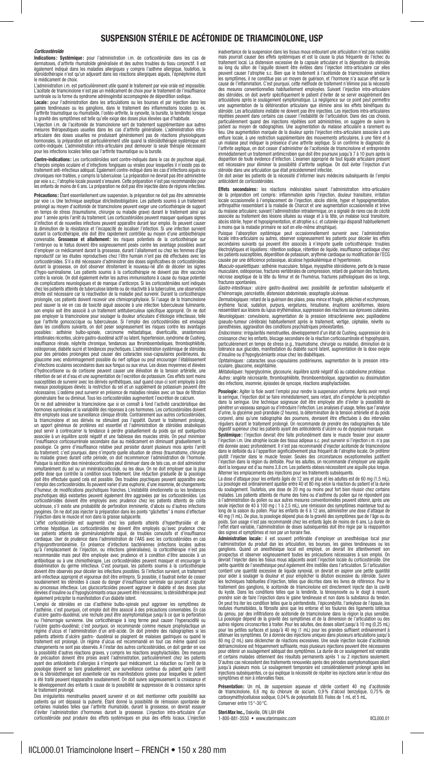# SUSPENSION STÉRILE DE ACÉTONIDE DE TRIAMCINOLONE, USP

***Corticostéroïde***

**Indications: Systémique:** pour l'administration i.m. de corticostéroïde dans les cas de dermatoses, d'arthrite rhumatoïde généralisée et des autres troubles du tissu conjonctif. Il est également indiqué dans les maladies allergiques y compris l'asthme allergique, toutefois, la stéroïdothérapie n'est qu'un adjuvant dans les réactions allergiques aiguës, l'épinéphrine étant le médicament de choix.

L'administration i.m. est particulièrement utile quand le traitement par voie orale est impossible. L'acétate de triamcinolone n'est pas un médicament de choix pour le traitement de l'insuffisance surrénale ou la forme du syndrome adrénogénital accompagnée de déperdition sodique.

**Locale:** pour l'administration dans les articulations ou les bourses et par injection dans les gaines tendineuses ou les ganglions, dans le traitement des inflammations locales (p. ex. l'arthrite traumatique ou rhumatoïde, l'ostéo-arthrite, la synovite, la bursite, la tendinite) lorsque la gravité des symptômes est telle qu'elle exige des doses plus élevées que d'habitude.

L'injection i.m. de l'acétonide de triamcinolone sert de traitement supplémentaire aux autres mesures thérapeutiques usuelles dans les cas d'arthrite généralisée. L'administration intra-articulaire des doses usuelles ne produisant généralement pas de réactions physiologiques hormonales, la préparation est particulièrement utile quand la stéroïdothérapie systémique est contre-indiquée. L'administration intra-articulaire peut demeurer la seule thérapie nécessaire pour les infections locales telles que l'arthrite traumatique ou la bursite.

**Contre-indications:** Les corticostéroïdes sont contre-indiqués dans le cas de psychose aiguë, d'herpès simplex oculaire et d'infections fongiques ou virales pour lesquelles il n'existe pas de traitement anti-infectieux adéquat. Également contre-indiqué dans les cas d'infections aiguës ou chroniques non traitées, y compris la tuberculose. La préparation ne devrait pas être administrée par voie s.c.; l'atrophie locale pourrait s'ensuivre. Cette préparation n'est pas recommandée pour les enfants de moins de 6 ans. La préparation ne doit pas être injectée dans de régions infectées.

**Précautions:** Étant essentiellement une suspension, la préparation ne doit pas être administrée par voie i.v. Une technique aseptique strictesteobligatoire. Les patients soumis à un traitement prolongé au moyen d'acétonide de triamcinolone peuvent exiger une corticothérapie de support en temps de stress (traumatisme, chirurgie ou maladie grave) durant le traitement ainsi qui pour 1 année après l'arrêt du traitement. Les corticostéroïdes peuvent masquer quelques signes d'infection et de nouvelles infections peuvent apparaître durant leur emploi. Ils peuvent causer la diminution de la résistance et l'incapacité de localiser l'infection. Si une infection survient durant la corticothérapie, elle doit être rapidement contrôlée au moyen d'une antibiothérapie convenable. **Grossesse et allaitement:** les risques potentiels de la corticothérapie sur l'embryon ou le fœtus doivent être soigneusement pesés contre les avantages possibles avant d'employer ce médicament durant la grossesse, durant l'allaitement ou chez les femmes d'âge reproductif car les études reproductives chez l'être humain n'ont pas été effectuées avec les corticostéroïdes. S'il a été nécessaire d'administrer des doses significatives de corticostéroïdes durant la grossesse, on doit observer étroitement le nouveau-né afin de déceler les signes d'hypo-surrénalisme. Les patients soumis à la corticothérapie ne doivent pas être vaccinés contre la variole. On doit également éviter les autres immunisations à cause du risque potentiel de complications neurologiques et de manque d'anticorps. Si les corticostéroïdes sont indiqués chez les patients atteints de tuberculose latente ou de réactivité à la tuberculine, une observation étroite est nécessaire car la réactivation de la maladie peut survenir. Durant la corticothérapie prolongée, ces patients doivent recevoir une chimioprophylaxie. Si l'usage de la triamcinolone peut sauver la vie en cas de toxicité aiguë associée à une infection tuberculeuse fulminante, son emploi soit être associé à un traitement antituberculeux spécifique approprié. On ne doit pas employer la triamcinolone pour soulager la douleur articulaire d'étiologie infectieuse, telle que l'arthrite gonococcique ou tuberculeuse. Si l'emploi des corticostéroïdes est envisagé dans les conditions suivants, on doit peser soigneusement les risques contre les avantages possibles: asthénie bulbo-spinale, carcinome métastatique, diverticulite, anastomoses intestinales récentes, ulcère gastro-duodénal actif ou latent, hypertension, syndrome de Cushing, insuffisance rénale, néphrite chronique, tendances aux thromboembolies, thrombophlébite, ostéoporose, diabète sucré et tendances psychotiques. L'administration systémique de stéroïdes pour des périodes prolongées peut causer des cataractes sous-capsulaires postérieures, du glaucome avec endommagement possible du nerf optique ou peut encourager l'établissement d'infections oculaires secondaires dues aux fongus ou aux virus. Les doses moyennes et élevées d'hydrocortisone ou de cortisone peuvent causer une élévation de la tension artérielle, une rétention de sel et d'eau et une augmentation de l'excrétion de potassium. Ces effets sont moins susceptibles de survenir avec les dérivés synthétiques, sauf quand ceux-ci sont employés à des niveaux posologiques élevés; la restriction du sel et un supplément de potassium peuvent être nécessaires. L'œdème peut survenir en présence de maladies rénales avec un taux de filtration glomérulaire fixe ou diminué. Tous les corticostéroïdes augmentent l'excrétion de calcium.

On ne doit administrer la triamcinolone que si on connaît à fond l'activité caractéristique des hormones surrénales et la variabilité des réponses à ces hormones. Les corticostéroïdes doivent être employés sous une surveillance clinique étroite. Contrairement aux autres corticostéroïdes, la triamcinolone et ses dérivés ne stimulent pas l'appétit. Durant le traitement prolongé, un apport généreux de protéines est essentiel et l'administration de stéroïdes anaboliques peut servir à contrecarrer la tendance à perdre graduellement du poids qui est quelquefois associée à un équilibre azoté négatif et une faiblesse des muscles striés. On peut minimiser l'insuffisance corticosurrénale secondaire due au médicament en diminuant graduellement la posologie. Ce genre d'insuffisance relative peut persister durant plusieurs mois après l'arrêt du traitement; c'est pourquoi, dans n'importe quelle situation de stress (traumatisme, chirurgie ou maladie grave) durant cette période, on doit recommencer l'administration de l'hormone. Puisque la sécrétion des minéralocorticoïdes peut diminuer dans de tels cas, on doit administrer simultanément du sel ou un minéralocorticoïde, ou les deux. On ne doit employer que la plus petite dose que contrôle la condition sous traitement. Une réduction graduelle de la posologie doit être effectuée quand cela est possible. Des troubles psychiques peuvent apparaître avec l'emploi des corticostéroïdes. Ils peuvent varier d'une euphorie, d'une insomnie, de changements d'humeur, de modifications psychotiques franches. L'instabilité émotionnelle ou les tendances psychotiques déjà existantes peuvent également être aggravées par les corticostéroïdes. Les corticostéroïdes doivent être employés avec prudence chez les patients atteints de colite ulcéreuse, s'il existe une probabilité de perforation imminente, d'abcès ou d'autres infections pyogènes. On ne doit pas injecter la préparation dans les points "gâchettes" à moins d'effectuer l'injection dans le muscle et non dans la graisse subjacente.

L'effet corticostéroïde est augmenté chez les patients atteints d'hyperthyroïdie et de cirrhose hépatique. Les corticostéroïdes ne doivent être employés qu'avec prudence chez les patients atteints de glomérulonéphrite aiguë, de troubles convulsifs et d'insuffisance cardiaque. User de prudence dans l'administration de l'AAS avec les corticostéroïdes en cas d'hypoprothrombinémie. En présence d'infections bactériennes (infections locales autres qu'à l'emplacement de l'injection, ou infections généralisées), la corticothérapie n'est pas recommandée mais peut être employée avec prudence et à condition d'être associée à un antibiotique ou à une chimiothérapie. Les corticostéroïdes peuvent masquer et encourager la dissémination du germe infectieux. C'est pourquoi, les patients soumis à la corticothérapie doivent être observés pour déceler les infections possibles. Si l'infection survient, un traitement anti-infectieux approprié et vigoureux doit être entrepris. Si possible, il faudrait éviter de cesser soudainement les stéroïdes à cause du danger d'insuffisance surrénale qui pourrait s'ajouter au processus infectieux. Les glucocorticoïdes peuvent aggraver le diabète et des doses plus élevées d'insuline ou d'hypoglycémiants oraux peuvent être nécessaires; la stéroïdothérapie peut également précipiter la manifestation d'un diabète latent.

L'emploi de stéroïdes en cas d'asthénie bulbo-spinale peut aggraver les symptômes de l'asthénie, c'est pourquoi cet emploi doit être associé à des précautions convenables. En cas d'ulcère gastro-duodénal, une rechute peut être asymptomatique jusqu'à ce que la perforation ou l'hémorragie survienne. Une corticothérapie à long terme peut causer l'hyperacidité ou l'ulcère gastro-duodénal; c'est pourquoi, on recommande comme mesure prophylactique un régime d'ulcus et l'administration d'un anti-acide. On doit prendre des radiographies si les patients atteints d'ulcère gastro-duodénal se plaignent de malaises gastriques ou quand le traitement est prolongé. Un régime d'ulcus est recommandé en tout cas même quand ces changements ne sont pas observés. À l'instar des autres corticostéroïdes, on doit garder en vue la possibilité d'autres réactions graves, y compris les réactions anaphylactoïdes. Des mesures de précaution doivent être prises avant l'administration, particulièrement chez les patients ayant des antécédents d'allergies à n'importe quel médicament. La réduction ou l'arrêt de la posologie doivent se faire graduellement; une surveillance continue du patient après l'arrêt de la stéroïdothérapie est essentielle car les manifestations graves pour lesquelles le patient a été traité peuvent réapparaître soudainement. On doit suivre soigneusement la croissance et le développement des enfants à cause de la possibilité de suppression de la croissance après le traitement prolongé.

Des irrégularités menstruelles peuvent survenir et on doit mentionner cette possibilité aux patients qui ont dépassé la puberté. Étant donné la possibilité de rémission spontanée de certaines maladies telles que l'arthrite rhumatoïde, durant la grossesse, on devrait essayer d'éviter l'administration d'hormones durant la grossesse. Injection intra-articulaire d'un corticostéroïde peut produire des effets systémiques et plus des effets locaux. L'injection inadvertance de la suspension dans les tissus mous entourant une articulation n'est pas nuisible mais pourrait causer des effets systémiques et est la cause la plus fréquente de l'échec du traitement local. La distension excessive de la capsule articulaire et la déposition du stéroïde au long du sillon de l'aiguille doivent être évitées dans l'injection intra-articulaire car elles peuvent causer l'atrophie s.c. Bien que le traitement à l'acétonide de triamcinolone améliore les symptômes, il ne constitue pas un moyen de guérison, et l'hormone n'a aucun effet sur la cause de l'inflammation. C'est pourquoi, cette méthode de traitement n'élimine pas la nécessité des mesures conventionnelles habituellement employées. Suivant l'injection intra-articulaire des stéroïdes, on doit avertir spécifiquement le patient d'éviter de se servir exagérément des articulations après le soulagement symptomatique. La négligence sur ce point peut permettre une augmentation de la détérioration articulaire que élimine ainsi les effets bénéfiques du stéroïde. Les articulations instable ne doivent pas être injectées. Les injections intra-articulaires répétées peuvent dans certains cas causer l'instabilité de l'articulation. Dans des cas choisis, particulièrement quand des injections répétées sont administrées, on suggère de suivre le patient au moyen de radiographies. Une augmentation du malaise articulaire a rarement eu lieu. Une augmentation marquée de la douleur après l'injection intra-articulaire associée à une enflure locale, à une restriction supplémentaire des mouvements articulaires, à une fière et à un malaise peut indiquer la présence d'une arthrite septique. Si on confirme le diagnostic de l'arthrite septique, on doit cesser d'administrer de l'acétonide de triamcinolone et entreprendre immédiatement un traitement antimicrobien que doit être poursuivi jusqu'à 7 à 10 jours après la disparition de toute évidence d'infection. L'examen approprié de tout liquide articulaire présent est nécessaire pour éliminer la possibilité d'arthrite septique. On doit éviter l'injection d'un stéroïde dans une articulation que était précédemment infectée.

On doit aviser les patients de la nécessité d'informer leurs médecins subséquents de l'emploi antécédent de corticostéroïdes.

**Effets secondaires:** les réactions indésirables suivant l'administration intra-articulaire de la préparation ont compris: inflammation après l'injection, douleur transitoire, irritation locale occasionnelle à l'emplacement de l'injection, abcès stérile, hyper et hypopigmentation, arthropathie ressemblant à la maladie de Charcot et une augmentation occasionnelle et brève du malaise articulaire; suivant l'administration intradermique, on a signalé de rares cas de cécité associée au traitement des lésions situées au visage et à la tête, un malaise local transitoire, abcès stérile, hyper et hypopigmentation, et atrophie s.c. et cutanée (qui disparaît habituellement à moins que la maladie primaire ne soit en elle-même atrophique).

Puisque l'absorption systémique peut occasionnellement survenir avec l'administration locale intra-articulaire ou autres, observer soigneusement les patients pour déceler les effets secondaires suivants qui peuvent être associés à n'importe quelle corticothérapie: troubles électrolytiques et liquidiens: rétention sodique, rétention de liquide, insuffisance cardiaque chez les patients susceptibles, déperdition de potassium, arythmie cardiaque ou modification de l'ECG causée par une déficience potassique, alcalose hypokaliémique et hypertension.

*Musculo-squelettiques:* asthénie musculaire, fatigue, myopathie stéroïdienne, perte de la masse musculaire, ostéoporose, fractures vertébrales de compression, retard de guérison des fractures, nécrose aseptique de la tête du fémur et de l'humérus, fractures pathologiques des os longs, fractures spontanées.

*Gastro-intestinaux:* ulcère gastro-duodénal avec possibilité de perforation subséquente et d'hémorragie, pancréatite, distension abdominale, œsophagite ulcéreuse.

*Dermatologiques:* retard de la guérison des plaies, peau mince et fragile, pétéchies et ecchymoses, érythème facial, sudation, purpura, vergetures, hirsutisme, éruptions acnéiformes, lésions ressemblant aux lésions du lupus érythémateux, suppression des réactions aux épreuves cutanées.

*Neurologiques:* convulsions, augmentation de la pression intracrânienne avec papillœdème (pseudo-tumeur cérébrale) habituellement après le traitement, vertige, céphalée, névrite ou paresthésies, aggravation des conditions psychiatriques préexistantes.

*Endocriniens:* irrégularités menstruelles, développement d'un état de Cushing, suppression de la croissance chez les enfants, blocage secondaire de la réaction corticosurrénale et hypophysaire, particulièrement en temps de stress (e.g., traumatisme, chirurgie ou maladie), diminution de la tolérance aux glucides, manifestation du diabète sucré latent, augmentation de la dose exigée d'insuline ou d'hypoglycémiants oraux chez les diabétiques.

*Ophtalmiques:* cataractes sous-capsulaires postérieures, augmentation de la pression intra-oculaire, glaucome, exophtalmie.

*Métaboliques:* hyperglycémie, glycosurie, équilibre azoté négatif dû au catabolisme protéique.

*Autres:* angéite nécrosante, thrombophlébite, thromboembolique, aggravation ou dissimulation des infections, insomnie, épisodes de syncope, réactions anaphylactoïdes.

**Posologie:** Agiter la fiole avant l'emploi pour rendre la suspension uniforme. Après avoir rempli la seringue, l'injection doit se faire immédiatement, sans retard, afin d'empêcher la précipitation dans la seringue. Une technique soigneuse doit être employée afin d'éviter la possibilité de pénétrer un vaisseau sanguin ou d'introduire l'infection. Les analyses d'usage, telles que l'analyse d'urine, la glycémie post-prandiale (2 heures), la détermination de la tension artérielle et du poids corporel, ainsi qu'une radiographie des poumons, devraient être effectuées à des intervalles réguliers durant le traitement prolongé. On recommande de prendre des radiographies du tube digestif supérieur chez les patients ayant des antécédents d'ulcère ou de dyspepsie marquée.

**Systémique:** l'injection devrait être faite profondément dans le muscle fessier pour assurer l'injection i.m. Une atrophie locale des tissus adipeux s.c. peut survenir si l'injection i.m. n'a pas été donnée assez profondément. Il n'est pas recommandé d'injecter acétonide de triamcinolone dans le deltoïde dû à l'apparition significativement plus fréquent de l'atrophie locale. On préfère plutôt l'injecter dans le muscle fessier. Seules des circonstances exceptionnelles justifient l'injection dans la région du deltoïde. Pour les adultes, on recommande d'employer une aiguille dont la longueur est d'au moins 3,8 cm. Les patients obèses nécessitent une aiguille plus longue. Alterner les emplacements des injections pour les traitements subséquents.

La dose d'attaque pour les enfants âgés de 12 ans et plus et les adultes est de 60 mg (1,5 mL). La posologie est ordinairement ajustée entre 40 et 80 mg selon la réaction du patient et la durée du soulagement. Toutefois, une dose de 20 mg ou moins peut fort bien réussir chez certains malades. Les patients atteints de rhume des foins ou d'asthme du pollen qui ne répondent pas à l'administration du pollen ou aux autres mesures conventionnelles peuvent obtenir, après une seule injection de 40 à 100 mg ( 1 à 2,5 mL), une rémission des symptômes maintenue tout au long de la saison du pollen. Pour les enfants de 6 à 12 ans, administrer une dose d'attaque de 40 mg (1 mL). De plus, la posologie dépend plus de la gravité des symptômes que de l'âge ou du poids. Son usage n'est pas recommandé chez les enfants âgés de moins de 6 ans. La durée de l'effet étant variable, l'administration de doses subséquentes doit être régie par la réapparition des signes et symptômes et non par un horaire fixe.

**Administration locale:** il est souvent préférable d'employer un anesthésique local pour l'administration du produit dans les articulation, les bourses, les gaines tendineuses ou les ganglions. Quand un anesthésique local est employé, on devrait lire attentivement son prospectus et observer soigneusement toutes les précautions nécessaires à son emploi. On devrait l'injecter dans les tissus mous adjacents avant l'injection locale du corticostéroïde. Une petite quantité de l'anesthésique peut également être instillée dans l'articulation. Si l'articulation contient une quantité excessive de liquide synovial, on devrait en aspirer une petite quantité pour aider à soulager la douleur et pour empêcher la dilution excessive du stéroïde. Suivre les techniques habituelles d'injection, telles que décrites dans les livres de référence. Pour le traitement des ganglions, le acétonide de triamcinolone est directement injecté dans la cavité du kyste. Dans les conditions telles que la tendinite, la ténosynovite ou le doigt à ressort, prendre soin de faire l'injection dans le gaine tendineuse et non dans la substance du tendon. On peut traiter les condition telles que la périendinite, l'épicondylite, l'ankylose de l'épaule, les nodules rhumatoïdes, la fibrosite ainsi que les entorse et les foulures des ligaments latéraux du genou, par des infiltrations de acétonide de triamcinolone dans la région la plus sensible. La posologie dépend de la gravité des symptômes et de la dimension de l'articulation ou des autres régions circonscrites à traiter. Pour les adultes, des doses allant jusqu'à 10 mg (0,25 mL) pour les petites surfaces et jusqu'à 40 mg (1 mL) pour les grandes suffisent ordinairement à atténuer les symptômes. On a donné des injections uniques dans plusieurs articulations jusqu'à 80 mg (2 mL) sans déclencher de réactions excessives. Une seule injection locale d'acétonide detriamcinolone est fréquemment suffisante, mais plusieurs injections peuvent être nécessaires pour obtenir un soulagement adéquat des symptômes. La durée de ce soulagement est variable et certains malades obtiennent des résultats permanents après 1 ou 2 injections seulement. D'autres cas nécessitent des traitements renouvelés après des périodes asymptomatiques allant jusqu'à plusieurs mois. Le soulagement temporaire est considérablement prolongé après les injections subséquentes, ce qui explique la nécessité de répéter les injections selon le retour des symptômes et non à intervalles fixes.

**Présentation:** Un mL de suspension aqueuse et stérile contient 40 mg d'acétonide de triamcinolone, 6,6 mg du chlorure de sodium, 0,9 % d'alcool benzylique, 0,75 % de carboxyméthylcellulose sodique, 0,04 % de polysorbate 80. Fioles de 1 mL et 5 mL.
Conserver entre 15 °-30 °C.

**Steri*Max* Inc.,** Oakville, ON L6H 6R4
1-800-881-3550 • www.sterimaxinc.com

IICL000.01

IICL000.01 Triamcinolone Insert – FRENCH • 150 x 280 mm